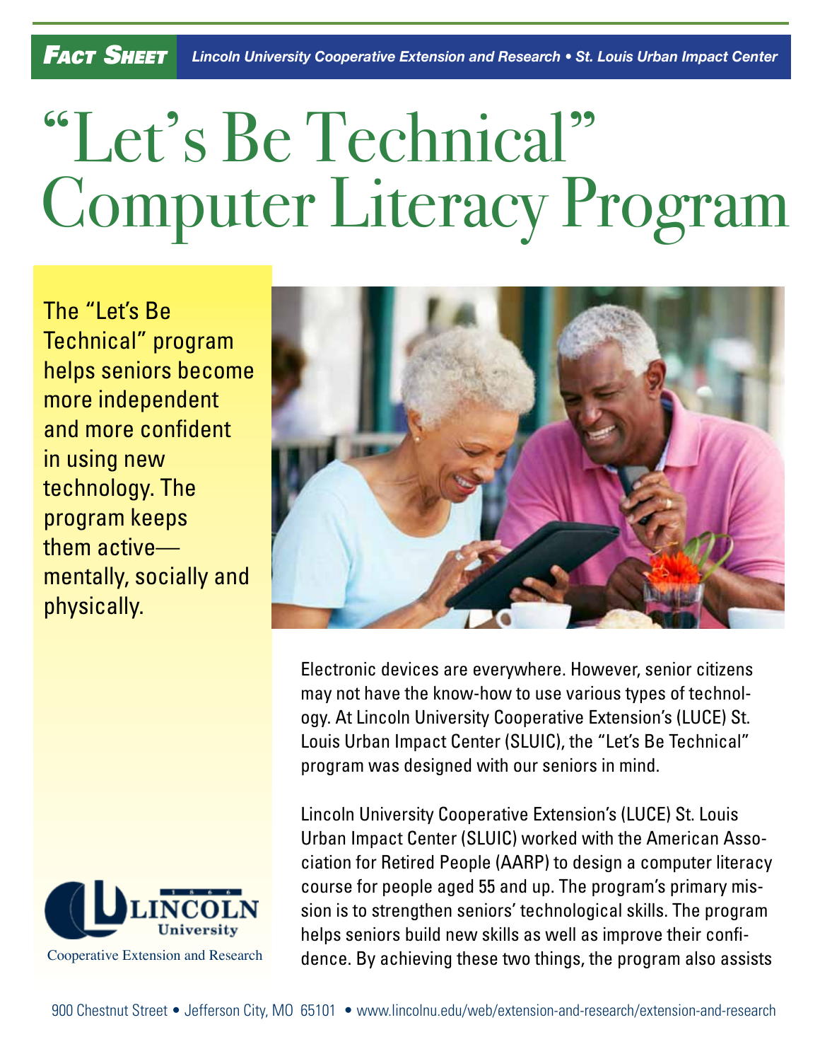***Fact Sheet*** *Lincoln University Cooperative Extension and Research • St. Louis Urban Impact Center*

# "Let's Be Technical" Computer Literacy Program

The "Let's Be Technical" program helps seniors become more independent and more confident in using new technology. The program keeps them active—mentally, socially and physically.

Electronic devices are everywhere. However, senior citizens may not have the know-how to use various types of technology. At Lincoln University Cooperative Extension's (LUCE) St. Louis Urban Impact Center (SLUIC), the "Let's Be Technical" program was designed with our seniors in mind.

Lincoln University Cooperative Extension's (LUCE) St. Louis Urban Impact Center (SLUIC) worked with the American Association for Retired People (AARP) to design a computer literacy course for people aged 55 and up. The program's primary mission is to strengthen seniors' technological skills. The program helps seniors build new skills as well as improve their confidence. By achieving these two things, the program also assists

Lincoln University Cooperative Extension and Research

900 Chestnut Street • Jefferson City, MO 65101 • www.lincolnu.edu/web/extension-and-research/extension-and-research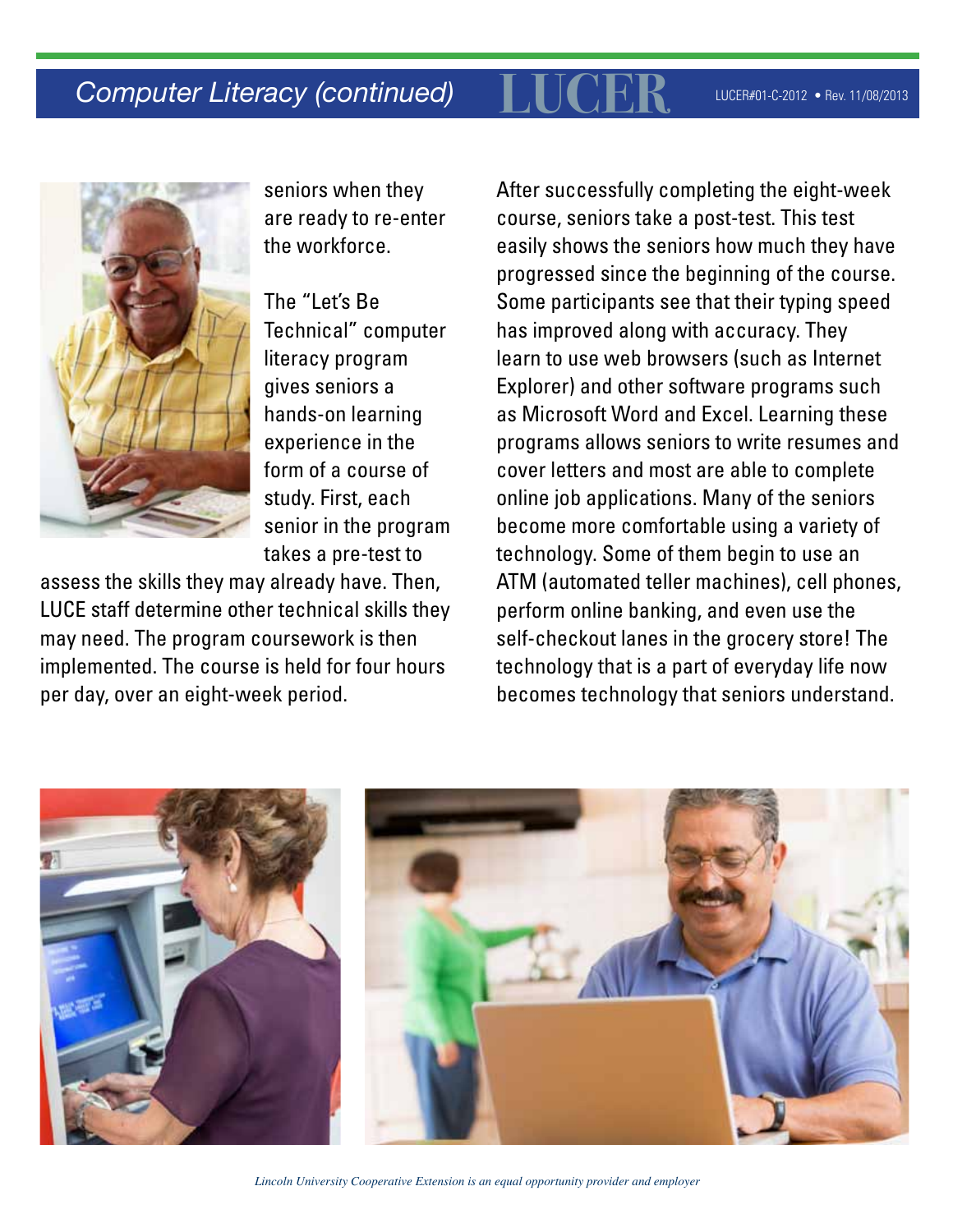seniors when they are ready to re-enter the workforce.

The "Let's Be Technical" computer literacy program gives seniors a hands-on learning experience in the form of a course of study. First, each senior in the program takes a pre-test to assess the skills they may already have. Then, LUCE staff determine other technical skills they may need. The program coursework is then implemented. The course is held for four hours per day, over an eight-week period.

After successfully completing the eight-week course, seniors take a post-test. This test easily shows the seniors how much they have progressed since the beginning of the course. Some participants see that their typing speed has improved along with accuracy. They learn to use web browsers (such as Internet Explorer) and other software programs such as Microsoft Word and Excel. Learning these programs allows seniors to write resumes and cover letters and most are able to complete online job applications. Many of the seniors become more comfortable using a variety of technology. Some of them begin to use an ATM (automated teller machines), cell phones, perform online banking, and even use the self-checkout lanes in the grocery store! The technology that is a part of everyday life now becomes technology that seniors understand.

*Lincoln University Cooperative Extension is an equal opportunity provider and employer*